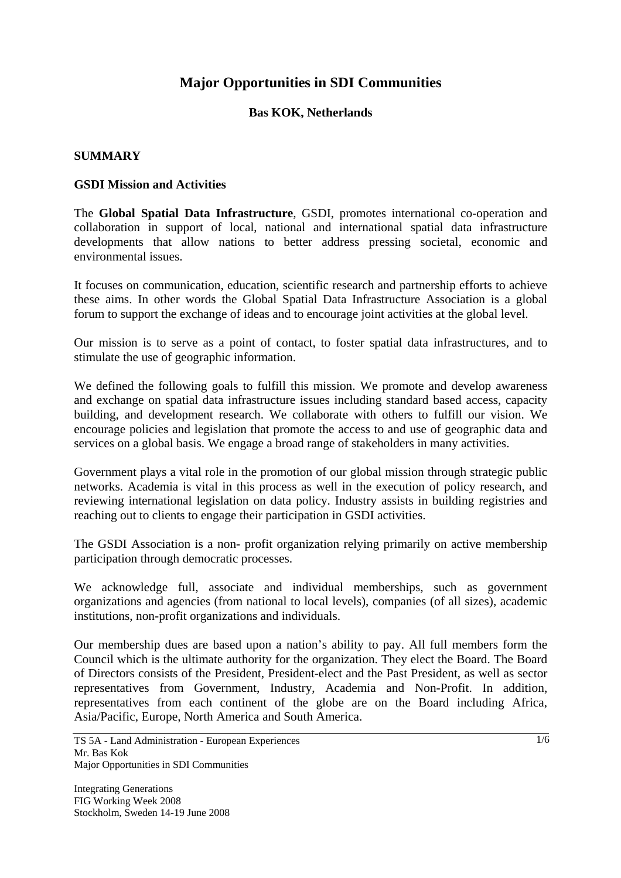# Major Opportunities in SDI Communities

**Bas KOK, Netherlands**

## SUMMARY

### GSDI Mission and Activities

The **Global Spatial Data Infrastructure**, GSDI, promotes international co-operation and collaboration in support of local, national and international spatial data infrastructure developments that allow nations to better address pressing societal, economic and environmental issues.

It focuses on communication, education, scientific research and partnership efforts to achieve these aims. In other words the Global Spatial Data Infrastructure Association is a global forum to support the exchange of ideas and to encourage joint activities at the global level.

Our mission is to serve as a point of contact, to foster spatial data infrastructures, and to stimulate the use of geographic information.

We defined the following goals to fulfill this mission. We promote and develop awareness and exchange on spatial data infrastructure issues including standard based access, capacity building, and development research. We collaborate with others to fulfill our vision. We encourage policies and legislation that promote the access to and use of geographic data and services on a global basis. We engage a broad range of stakeholders in many activities.

Government plays a vital role in the promotion of our global mission through strategic public networks. Academia is vital in this process as well in the execution of policy research, and reviewing international legislation on data policy. Industry assists in building registries and reaching out to clients to engage their participation in GSDI activities.

The GSDI Association is a non- profit organization relying primarily on active membership participation through democratic processes.

We acknowledge full, associate and individual memberships, such as government organizations and agencies (from national to local levels), companies (of all sizes), academic institutions, non-profit organizations and individuals.

Our membership dues are based upon a nation's ability to pay. All full members form the Council which is the ultimate authority for the organization. They elect the Board. The Board of Directors consists of the President, President-elect and the Past President, as well as sector representatives from Government, Industry, Academia and Non-Profit. In addition, representatives from each continent of the globe are on the Board including Africa, Asia/Pacific, Europe, North America and South America.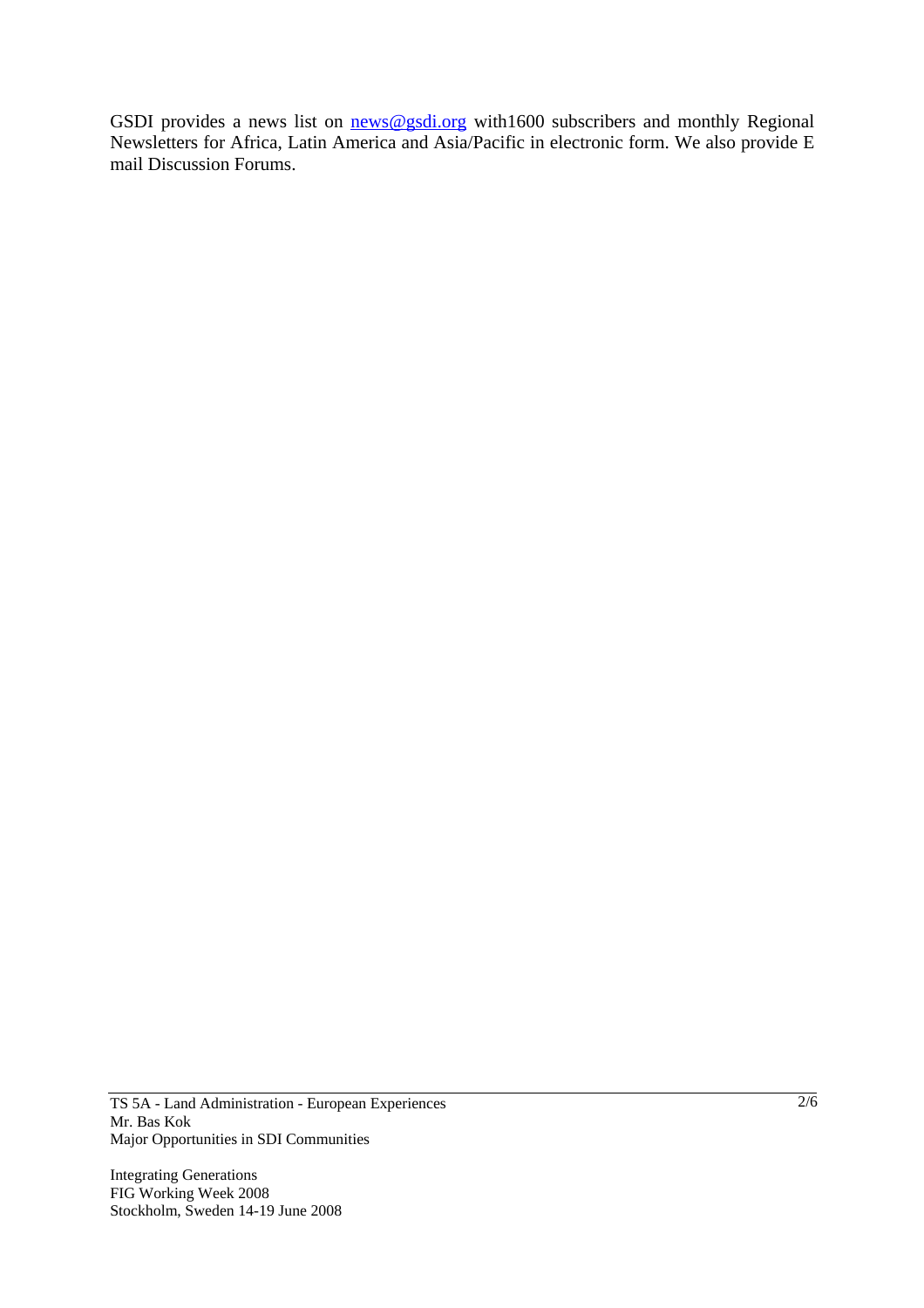GSDI provides a news list on news@gsdi.org with1600 subscribers and monthly Regional Newsletters for Africa, Latin America and Asia/Pacific in electronic form. We also provide E mail Discussion Forums.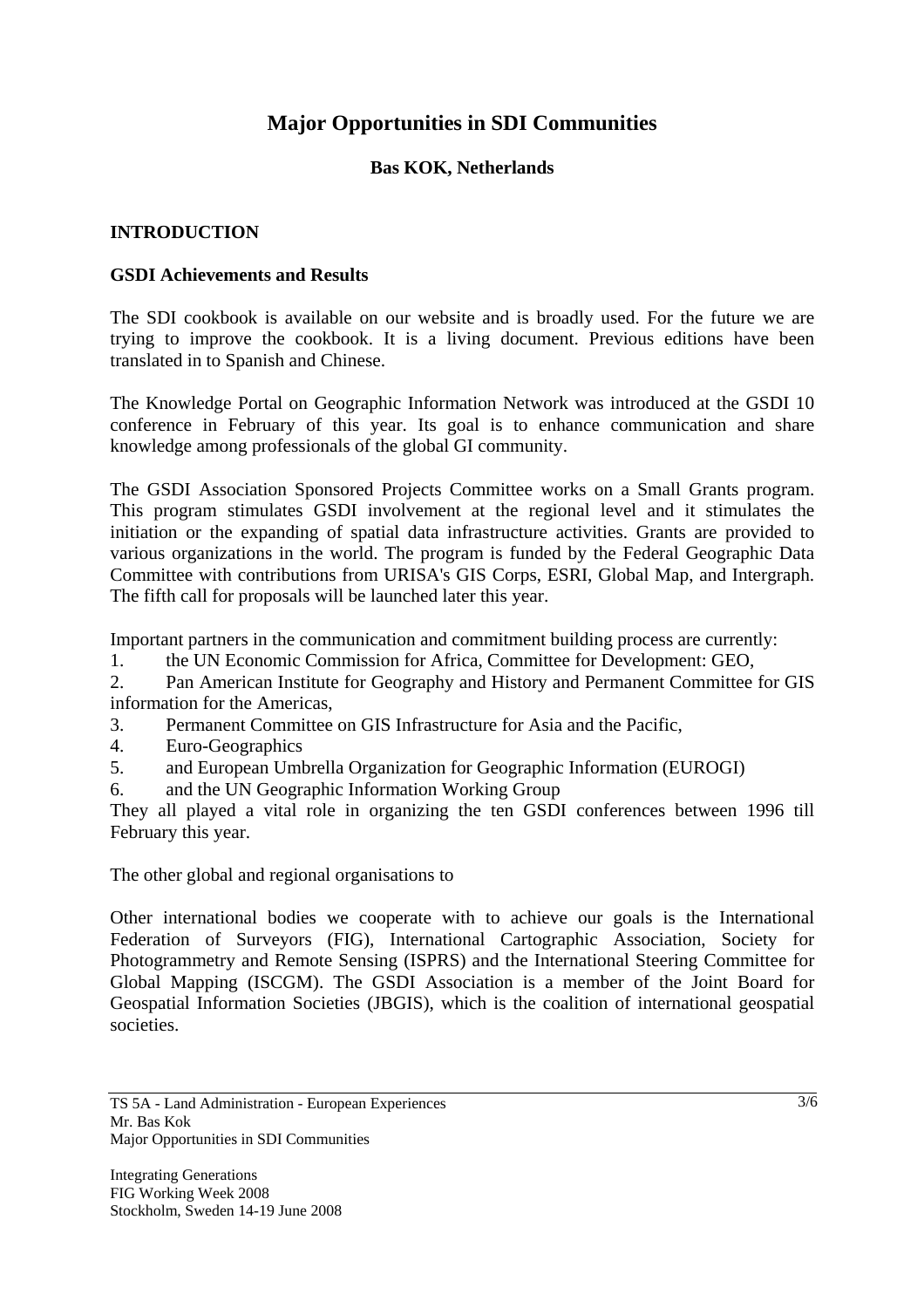# Major Opportunities in SDI Communities

**Bas KOK, Netherlands**

## INTRODUCTION

### GSDI Achievements and Results

The SDI cookbook is available on our website and is broadly used. For the future we are trying to improve the cookbook. It is a living document. Previous editions have been translated in to Spanish and Chinese.

The Knowledge Portal on Geographic Information Network was introduced at the GSDI 10 conference in February of this year. Its goal is to enhance communication and share knowledge among professionals of the global GI community.

The GSDI Association Sponsored Projects Committee works on a Small Grants program. This program stimulates GSDI involvement at the regional level and it stimulates the initiation or the expanding of spatial data infrastructure activities. Grants are provided to various organizations in the world. The program is funded by the Federal Geographic Data Committee with contributions from URISA's GIS Corps, ESRI, Global Map, and Intergraph. The fifth call for proposals will be launched later this year.

Important partners in the communication and commitment building process are currently:

1. the UN Economic Commission for Africa, Committee for Development: GEO,
2. Pan American Institute for Geography and History and Permanent Committee for GIS information for the Americas,
3. Permanent Committee on GIS Infrastructure for Asia and the Pacific,
4. Euro-Geographics
5. and European Umbrella Organization for Geographic Information (EUROGI)
6. and the UN Geographic Information Working Group

They all played a vital role in organizing the ten GSDI conferences between 1996 till February this year.

The other global and regional organisations to

Other international bodies we cooperate with to achieve our goals is the International Federation of Surveyors (FIG), International Cartographic Association, Society for Photogrammetry and Remote Sensing (ISPRS) and the International Steering Committee for Global Mapping (ISCGM). The GSDI Association is a member of the Joint Board for Geospatial Information Societies (JBGIS), which is the coalition of international geospatial societies.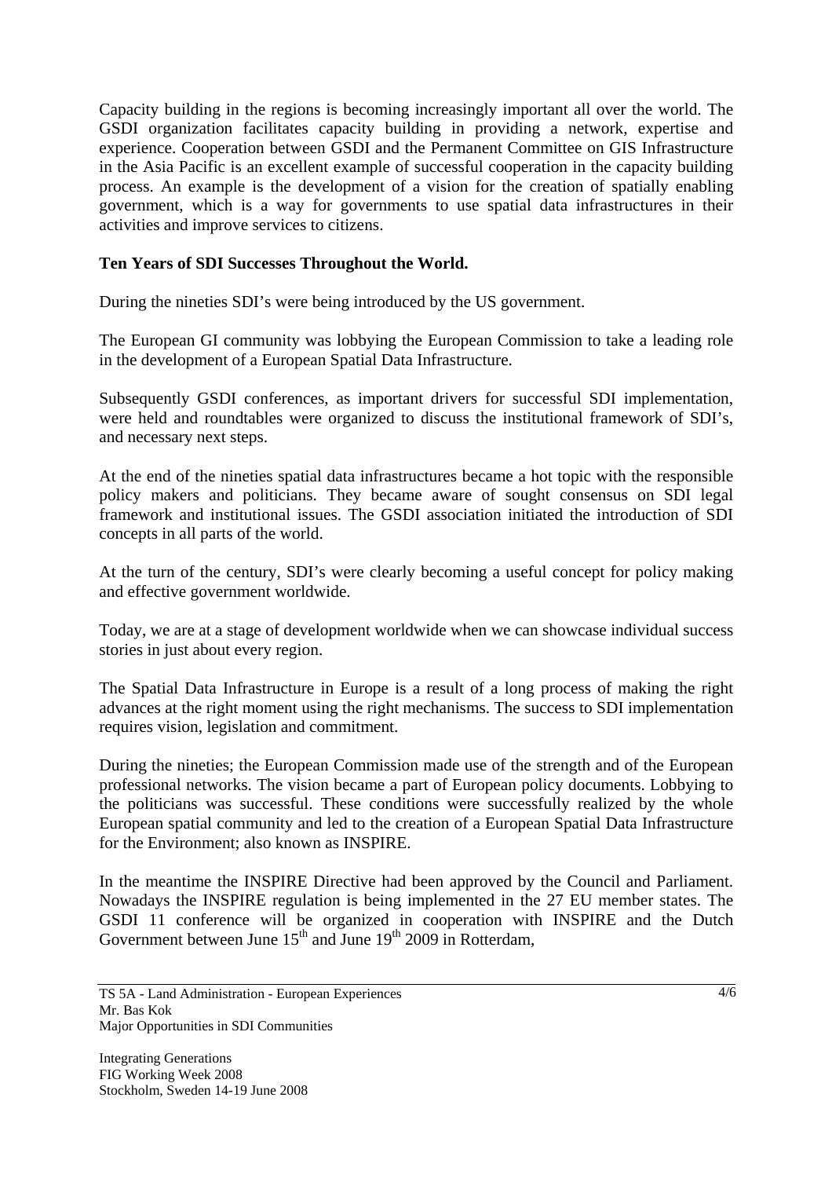Capacity building in the regions is becoming increasingly important all over the world. The GSDI organization facilitates capacity building in providing a network, expertise and experience. Cooperation between GSDI and the Permanent Committee on GIS Infrastructure in the Asia Pacific is an excellent example of successful cooperation in the capacity building process. An example is the development of a vision for the creation of spatially enabling government, which is a way for governments to use spatial data infrastructures in their activities and improve services to citizens.

**Ten Years of SDI Successes Throughout the World.**

During the nineties SDI's were being introduced by the US government.

The European GI community was lobbying the European Commission to take a leading role in the development of a European Spatial Data Infrastructure.

Subsequently GSDI conferences, as important drivers for successful SDI implementation, were held and roundtables were organized to discuss the institutional framework of SDI's, and necessary next steps.

At the end of the nineties spatial data infrastructures became a hot topic with the responsible policy makers and politicians. They became aware of sought consensus on SDI legal framework and institutional issues. The GSDI association initiated the introduction of SDI concepts in all parts of the world.

At the turn of the century, SDI's were clearly becoming a useful concept for policy making and effective government worldwide.

Today, we are at a stage of development worldwide when we can showcase individual success stories in just about every region.

The Spatial Data Infrastructure in Europe is a result of a long process of making the right advances at the right moment using the right mechanisms. The success to SDI implementation requires vision, legislation and commitment.

During the nineties; the European Commission made use of the strength and of the European professional networks. The vision became a part of European policy documents. Lobbying to the politicians was successful. These conditions were successfully realized by the whole European spatial community and led to the creation of a European Spatial Data Infrastructure for the Environment; also known as INSPIRE.

In the meantime the INSPIRE Directive had been approved by the Council and Parliament. Nowadays the INSPIRE regulation is being implemented in the 27 EU member states. The GSDI 11 conference will be organized in cooperation with INSPIRE and the Dutch Government between June 15th and June 19th 2009 in Rotterdam,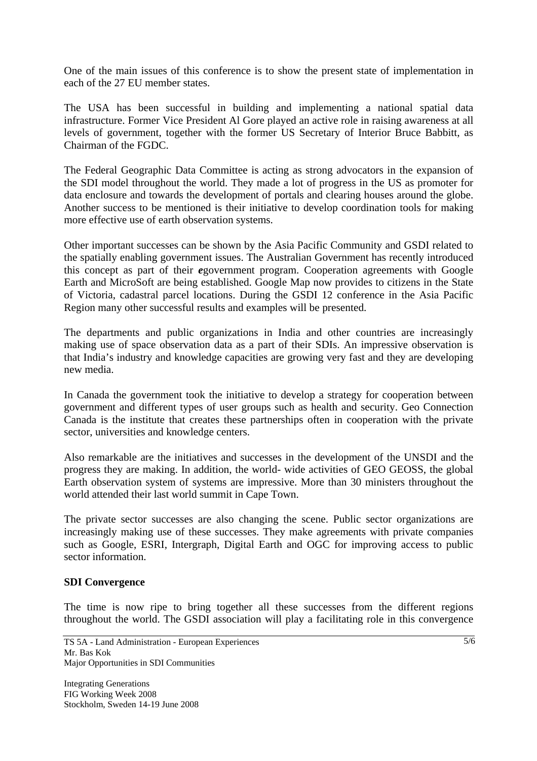One of the main issues of this conference is to show the present state of implementation in each of the 27 EU member states.

The USA has been successful in building and implementing a national spatial data infrastructure. Former Vice President Al Gore played an active role in raising awareness at all levels of government, together with the former US Secretary of Interior Bruce Babbitt, as Chairman of the FGDC.

The Federal Geographic Data Committee is acting as strong advocators in the expansion of the SDI model throughout the world. They made a lot of progress in the US as promoter for data enclosure and towards the development of portals and clearing houses around the globe. Another success to be mentioned is their initiative to develop coordination tools for making more effective use of earth observation systems.

Other important successes can be shown by the Asia Pacific Community and GSDI related to the spatially enabling government issues. The Australian Government has recently introduced this concept as part of their ***e***government program. Cooperation agreements with Google Earth and MicroSoft are being established. Google Map now provides to citizens in the State of Victoria, cadastral parcel locations. During the GSDI 12 conference in the Asia Pacific Region many other successful results and examples will be presented.

The departments and public organizations in India and other countries are increasingly making use of space observation data as a part of their SDIs. An impressive observation is that India's industry and knowledge capacities are growing very fast and they are developing new media.

In Canada the government took the initiative to develop a strategy for cooperation between government and different types of user groups such as health and security. Geo Connection Canada is the institute that creates these partnerships often in cooperation with the private sector, universities and knowledge centers.

Also remarkable are the initiatives and successes in the development of the UNSDI and the progress they are making. In addition, the world- wide activities of GEO GEOSS, the global Earth observation system of systems are impressive. More than 30 ministers throughout the world attended their last world summit in Cape Town.

The private sector successes are also changing the scene. Public sector organizations are increasingly making use of these successes. They make agreements with private companies such as Google, ESRI, Intergraph, Digital Earth and OGC for improving access to public sector information.

**SDI Convergence**

The time is now ripe to bring together all these successes from the different regions throughout the world. The GSDI association will play a facilitating role in this convergence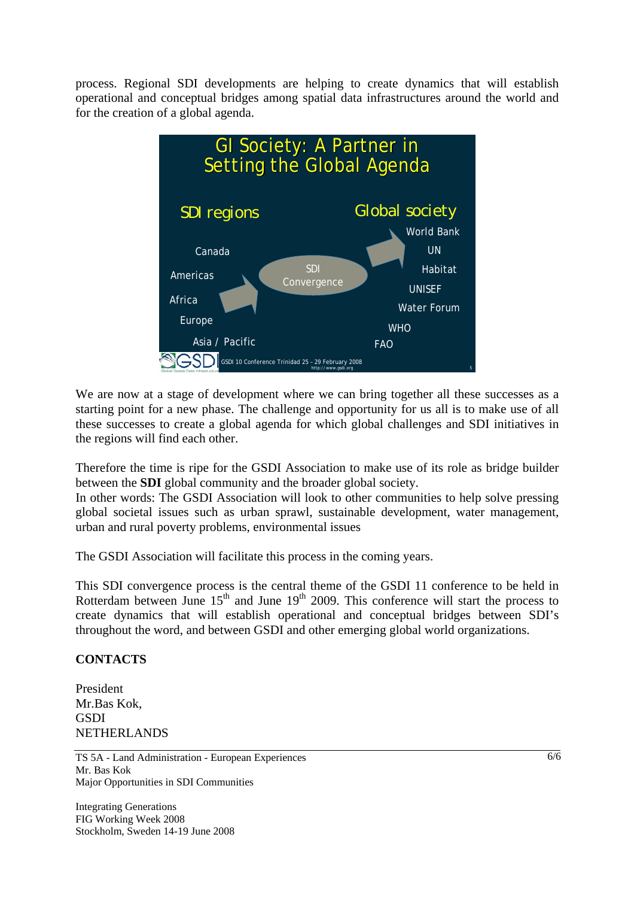process. Regional SDI developments are helping to create dynamics that will establish operational and conceptual bridges among spatial data infrastructures around the world and for the creation of a global agenda.

GI Society: A Partner in Setting the Global Agenda

SDI regions
Canada
Americas
Africa
Europe
Asia / Pacific

SDI Convergence

Global society
World Bank
UN
Habitat
UNISEF
Water Forum
WHO
FAO

GSDI
GSDI 10 Conference Trinidad 25 – 29 February 2008
http://www.gsdi.org
5

We are now at a stage of development where we can bring together all these successes as a starting point for a new phase. The challenge and opportunity for us all is to make use of all these successes to create a global agenda for which global challenges and SDI initiatives in the regions will find each other.

Therefore the time is ripe for the GSDI Association to make use of its role as bridge builder between the **SDI** global community and the broader global society.
In other words: The GSDI Association will look to other communities to help solve pressing global societal issues such as urban sprawl, sustainable development, water management, urban and rural poverty problems, environmental issues

The GSDI Association will facilitate this process in the coming years.

This SDI convergence process is the central theme of the GSDI 11 conference to be held in Rotterdam between June 15th and June 19th 2009. This conference will start the process to create dynamics that will establish operational and conceptual bridges between SDI's throughout the word, and between GSDI and other emerging global world organizations.

## CONTACTS

President
Mr.Bas Kok,
GSDI
NETHERLANDS